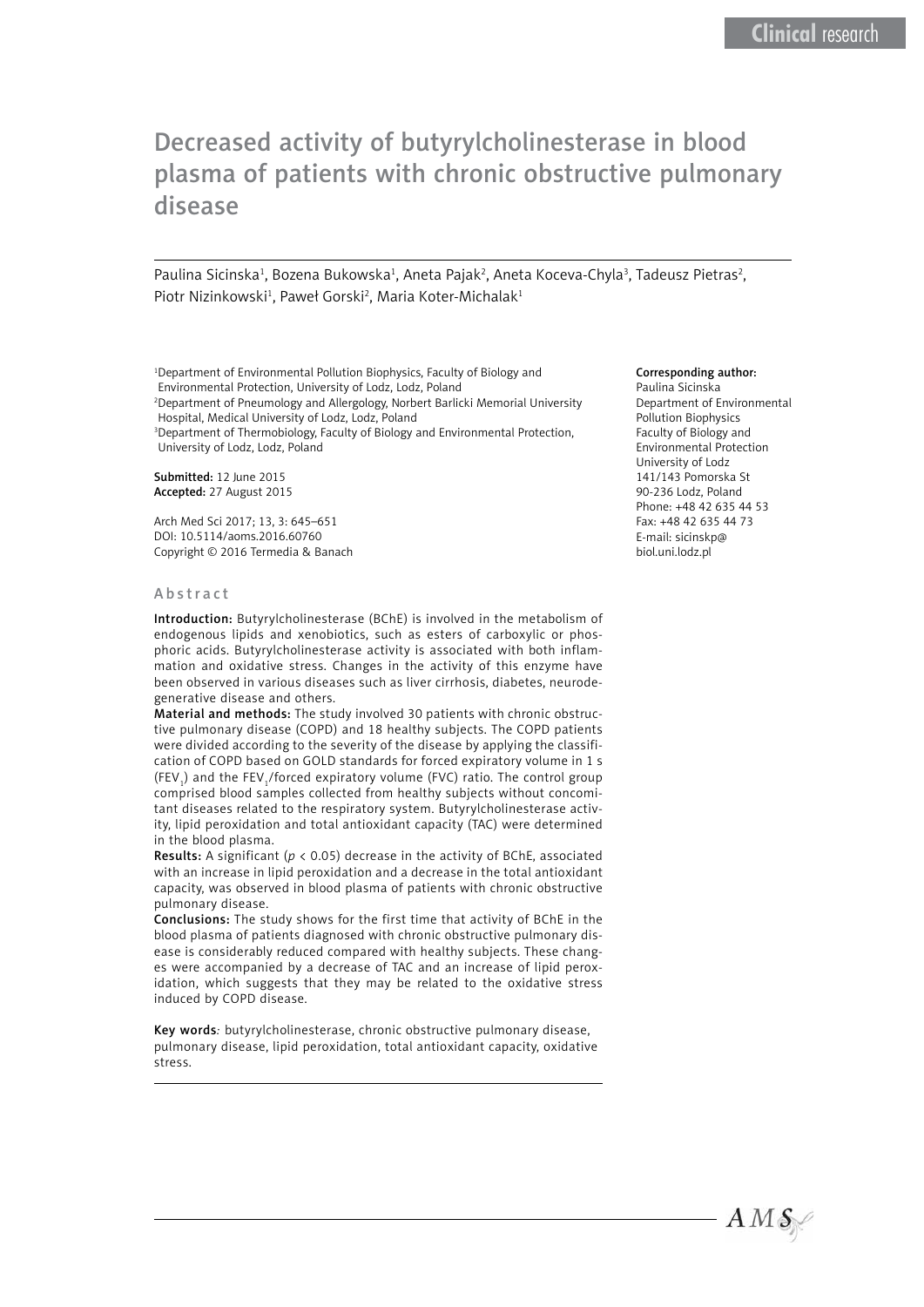# Decreased activity of butyrylcholinesterase in blood plasma of patients with chronic obstructive pulmonary disease

Paulina Sicinska[1], Bozena Bukowska[1], Aneta Pajak[2], Aneta Koceva-Chyla[3], Tadeusz Pietras[2], Piotr Nizinkowski[1], Paweł Gorski[2], Maria Koter-Michalak[1]

[1]Department of Environmental Pollution Biophysics, Faculty of Biology and Environmental Protection, University of Lodz, Lodz, Poland
[2]Department of Pneumology and Allergology, Norbert Barlicki Memorial University Hospital, Medical University of Lodz, Lodz, Poland
[3]Department of Thermobiology, Faculty of Biology and Environmental Protection, University of Lodz, Lodz, Poland

**Submitted:** 12 June 2015
**Accepted:** 27 August 2015

Arch Med Sci 2017; 13, 3: 645–651
DOI: 10.5114/aoms.2016.60760
Copyright © 2016 Termedia & Banach

**Corresponding author:**
Paulina Sicinska
Department of Environmental Pollution Biophysics
Faculty of Biology and Environmental Protection
University of Lodz
141/143 Pomorska St
90-236 Lodz, Poland
Phone: +48 42 635 44 53
Fax: +48 42 635 44 73
E-mail: sicinskp@biol.uni.lodz.pl

## Abstract

**Introduction:** Butyrylcholinesterase (BChE) is involved in the metabolism of endogenous lipids and xenobiotics, such as esters of carboxylic or phosphoric acids. Butyrylcholinesterase activity is associated with both inflammation and oxidative stress. Changes in the activity of this enzyme have been observed in various diseases such as liver cirrhosis, diabetes, neurodegenerative disease and others.

**Material and methods:** The study involved 30 patients with chronic obstructive pulmonary disease (COPD) and 18 healthy subjects. The COPD patients were divided according to the severity of the disease by applying the classification of COPD based on GOLD standards for forced expiratory volume in 1 s ($FEV_1$) and the $FEV_1$/forced expiratory volume (FVC) ratio. The control group comprised blood samples collected from healthy subjects without concomitant diseases related to the respiratory system. Butyrylcholinesterase activity, lipid peroxidation and total antioxidant capacity (TAC) were determined in the blood plasma.

**Results:** A significant ($p < 0.05$) decrease in the activity of BChE, associated with an increase in lipid peroxidation and a decrease in the total antioxidant capacity, was observed in blood plasma of patients with chronic obstructive pulmonary disease.

**Conclusions:** The study shows for the first time that activity of BChE in the blood plasma of patients diagnosed with chronic obstructive pulmonary disease is considerably reduced compared with healthy subjects. These changes were accompanied by a decrease of TAC and an increase of lipid peroxidation, which suggests that they may be related to the oxidative stress induced by COPD disease.

**Key words**: butyrylcholinesterase, chronic obstructive pulmonary disease, pulmonary disease, lipid peroxidation, total antioxidant capacity, oxidative stress.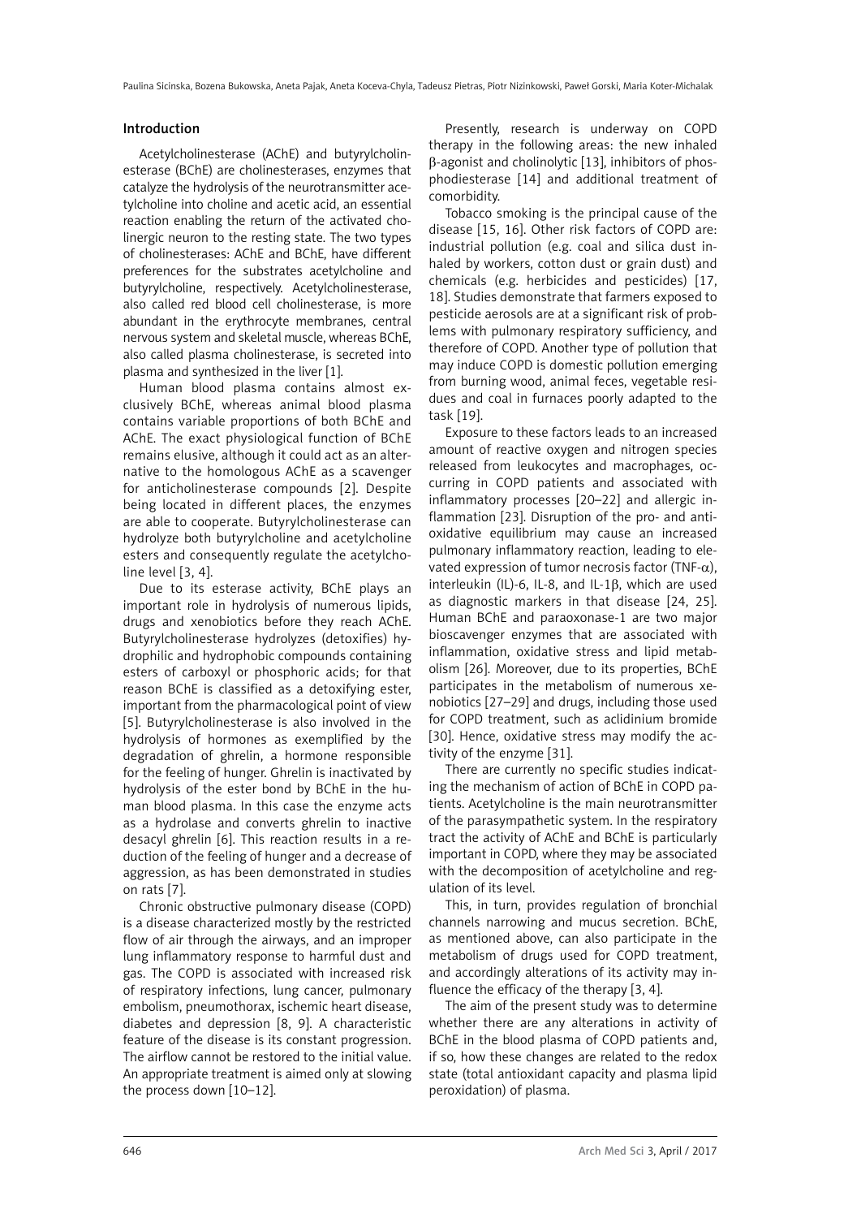## Introduction

Acetylcholinesterase (AChE) and butyrylcholinesterase (BChE) are cholinesterases, enzymes that catalyze the hydrolysis of the neurotransmitter acetylcholine into choline and acetic acid, an essential reaction enabling the return of the activated cholinergic neuron to the resting state. The two types of cholinesterases: AChE and BChE, have different preferences for the substrates acetylcholine and butyrylcholine, respectively. Acetylcholinesterase, also called red blood cell cholinesterase, is more abundant in the erythrocyte membranes, central nervous system and skeletal muscle, whereas BChE, also called plasma cholinesterase, is secreted into plasma and synthesized in the liver [1].

Human blood plasma contains almost exclusively BChE, whereas animal blood plasma contains variable proportions of both BChE and AChE. The exact physiological function of BChE remains elusive, although it could act as an alternative to the homologous AChE as a scavenger for anticholinesterase compounds [2]. Despite being located in different places, the enzymes are able to cooperate. Butyrylcholinesterase can hydrolyze both butyrylcholine and acetylcholine esters and consequently regulate the acetylcholine level [3, 4].

Due to its esterase activity, BChE plays an important role in hydrolysis of numerous lipids, drugs and xenobiotics before they reach AChE. Butyrylcholinesterase hydrolyzes (detoxifies) hydrophilic and hydrophobic compounds containing esters of carboxyl or phosphoric acids; for that reason BChE is classified as a detoxifying ester, important from the pharmacological point of view [5]. Butyrylcholinesterase is also involved in the hydrolysis of hormones as exemplified by the degradation of ghrelin, a hormone responsible for the feeling of hunger. Ghrelin is inactivated by hydrolysis of the ester bond by BChE in the human blood plasma. In this case the enzyme acts as a hydrolase and converts ghrelin to inactive desacyl ghrelin [6]. This reaction results in a reduction of the feeling of hunger and a decrease of aggression, as has been demonstrated in studies on rats [7].

Chronic obstructive pulmonary disease (COPD) is a disease characterized mostly by the restricted flow of air through the airways, and an improper lung inflammatory response to harmful dust and gas. The COPD is associated with increased risk of respiratory infections, lung cancer, pulmonary embolism, pneumothorax, ischemic heart disease, diabetes and depression [8, 9]. A characteristic feature of the disease is its constant progression. The airflow cannot be restored to the initial value. An appropriate treatment is aimed only at slowing the process down [10–12].

Presently, research is underway on COPD therapy in the following areas: the new inhaled β-agonist and cholinolytic [13], inhibitors of phosphodiesterase [14] and additional treatment of comorbidity.

Tobacco smoking is the principal cause of the disease [15, 16]. Other risk factors of COPD are: industrial pollution (e.g. coal and silica dust inhaled by workers, cotton dust or grain dust) and chemicals (e.g. herbicides and pesticides) [17, 18]. Studies demonstrate that farmers exposed to pesticide aerosols are at a significant risk of problems with pulmonary respiratory sufficiency, and therefore of COPD. Another type of pollution that may induce COPD is domestic pollution emerging from burning wood, animal feces, vegetable residues and coal in furnaces poorly adapted to the task [19].

Exposure to these factors leads to an increased amount of reactive oxygen and nitrogen species released from leukocytes and macrophages, occurring in COPD patients and associated with inflammatory processes [20–22] and allergic inflammation [23]. Disruption of the pro- and antioxidative equilibrium may cause an increased pulmonary inflammatory reaction, leading to elevated expression of tumor necrosis factor (TNF-α), interleukin (IL)-6, IL-8, and IL-1β, which are used as diagnostic markers in that disease [24, 25]. Human BChE and paraoxonase-1 are two major bioscavenger enzymes that are associated with inflammation, oxidative stress and lipid metabolism [26]. Moreover, due to its properties, BChE participates in the metabolism of numerous xenobiotics [27–29] and drugs, including those used for COPD treatment, such as aclidinium bromide [30]. Hence, oxidative stress may modify the activity of the enzyme [31].

There are currently no specific studies indicating the mechanism of action of BChE in COPD patients. Acetylcholine is the main neurotransmitter of the parasympathetic system. In the respiratory tract the activity of AChE and BChE is particularly important in COPD, where they may be associated with the decomposition of acetylcholine and regulation of its level.

This, in turn, provides regulation of bronchial channels narrowing and mucus secretion. BChE, as mentioned above, can also participate in the metabolism of drugs used for COPD treatment, and accordingly alterations of its activity may influence the efficacy of the therapy [3, 4].

The aim of the present study was to determine whether there are any alterations in activity of BChE in the blood plasma of COPD patients and, if so, how these changes are related to the redox state (total antioxidant capacity and plasma lipid peroxidation) of plasma.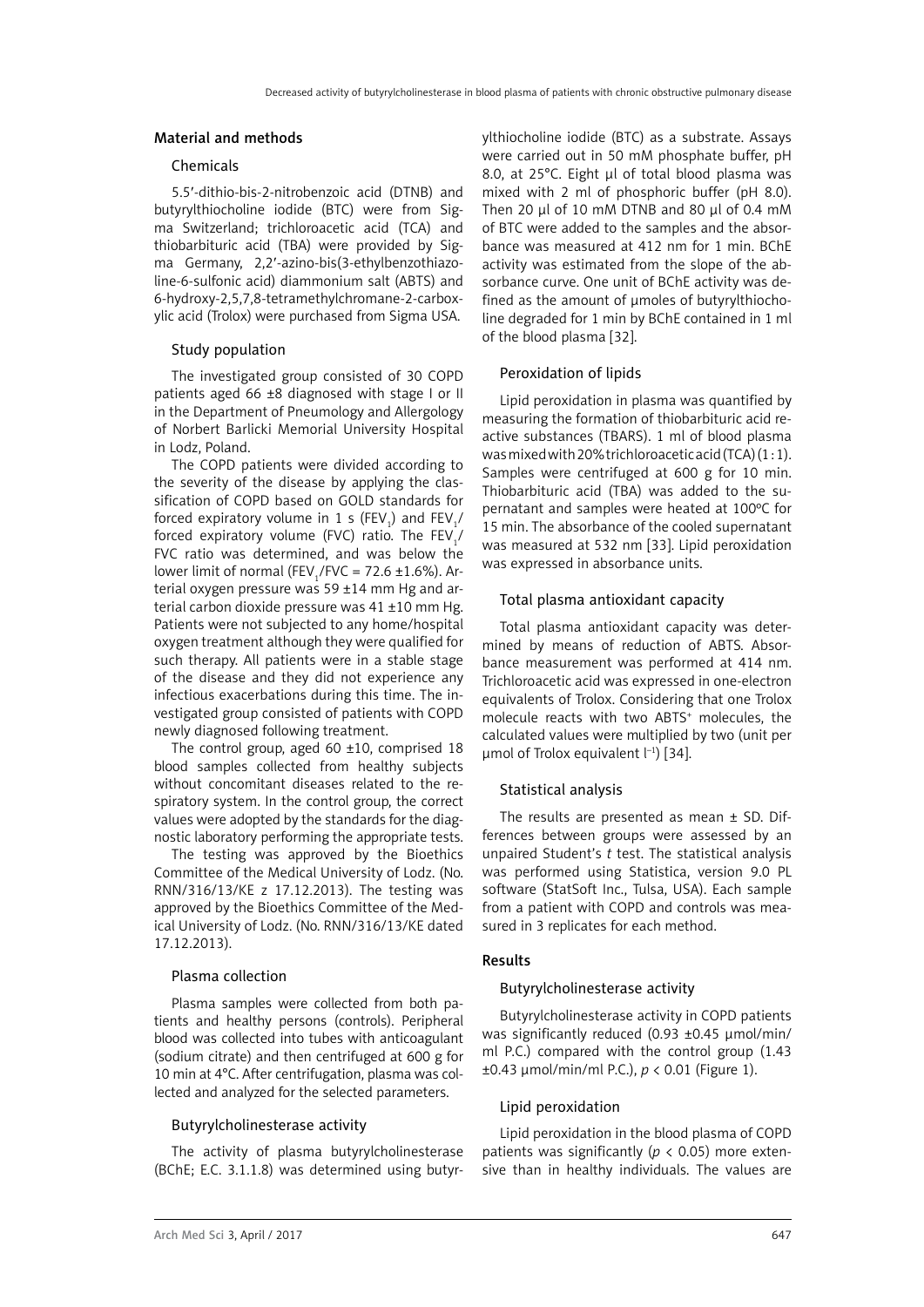## Material and methods

### Chemicals

5.5′-dithio-bis-2-nitrobenzoic acid (DTNB) and butyrylthiocholine iodide (BTC) were from Sigma Switzerland; trichloroacetic acid (TCA) and thiobarbituric acid (TBA) were provided by Sigma Germany, 2,2′-azino-bis(3-ethylbenzothiazoline-6-sulfonic acid) diammonium salt (ABTS) and 6-hydroxy-2,5,7,8-tetramethylchromane-2-carboxylic acid (Trolox) were purchased from Sigma USA.

### Study population

The investigated group consisted of 30 COPD patients aged 66 ±8 diagnosed with stage I or II in the Department of Pneumology and Allergology of Norbert Barlicki Memorial University Hospital in Lodz, Poland.

The COPD patients were divided according to the severity of the disease by applying the classification of COPD based on GOLD standards for forced expiratory volume in 1 s ($FEV_1$) and $FEV_1$/forced expiratory volume (FVC) ratio. The $FEV_1$/FVC ratio was determined, and was below the lower limit of normal ($FEV_1$/FVC = 72.6 ±1.6%). Arterial oxygen pressure was 59 ±14 mm Hg and arterial carbon dioxide pressure was 41 ±10 mm Hg. Patients were not subjected to any home/hospital oxygen treatment although they were qualified for such therapy. All patients were in a stable stage of the disease and they did not experience any infectious exacerbations during this time. The investigated group consisted of patients with COPD newly diagnosed following treatment.

The control group, aged 60 ±10, comprised 18 blood samples collected from healthy subjects without concomitant diseases related to the respiratory system. In the control group, the correct values were adopted by the standards for the diagnostic laboratory performing the appropriate tests.

The testing was approved by the Bioethics Committee of the Medical University of Lodz. (No. RNN/316/13/KE z 17.12.2013). The testing was approved by the Bioethics Committee of the Medical University of Lodz. (No. RNN/316/13/KE dated 17.12.2013).

### Plasma collection

Plasma samples were collected from both patients and healthy persons (controls). Peripheral blood was collected into tubes with anticoagulant (sodium citrate) and then centrifuged at 600 g for 10 min at 4°C. After centrifugation, plasma was collected and analyzed for the selected parameters.

### Butyrylcholinesterase activity

The activity of plasma butyrylcholinesterase (BChE; E.C. 3.1.1.8) was determined using butyrylthiocholine iodide (BTC) as a substrate. Assays were carried out in 50 mM phosphate buffer, pH 8.0, at 25°C. Eight µl of total blood plasma was mixed with 2 ml of phosphoric buffer (pH 8.0). Then 20 µl of 10 mM DTNB and 80 µl of 0.4 mM of BTC were added to the samples and the absorbance was measured at 412 nm for 1 min. BChE activity was estimated from the slope of the absorbance curve. One unit of BChE activity was defined as the amount of µmoles of butyrylthiocholine degraded for 1 min by BChE contained in 1 ml of the blood plasma [32].

### Peroxidation of lipids

Lipid peroxidation in plasma was quantified by measuring the formation of thiobarbituric acid reactive substances (TBARS). 1 ml of blood plasma was mixed with 20% trichloroacetic acid (TCA) (1 : 1). Samples were centrifuged at 600 g for 10 min. Thiobarbituric acid (TBA) was added to the supernatant and samples were heated at 100°C for 15 min. The absorbance of the cooled supernatant was measured at 532 nm [33]. Lipid peroxidation was expressed in absorbance units.

### Total plasma antioxidant capacity

Total plasma antioxidant capacity was determined by means of reduction of ABTS. Absorbance measurement was performed at 414 nm. Trichloroacetic acid was expressed in one-electron equivalents of Trolox. Considering that one Trolox molecule reacts with two $ABTS^+$ molecules, the calculated values were multiplied by two (unit per µmol of Trolox equivalent $l^{-1}$) [34].

### Statistical analysis

The results are presented as mean ± SD. Differences between groups were assessed by an unpaired Student's *t* test. The statistical analysis was performed using Statistica, version 9.0 PL software (StatSoft Inc., Tulsa, USA). Each sample from a patient with COPD and controls was measured in 3 replicates for each method.

## Results

### Butyrylcholinesterase activity

Butyrylcholinesterase activity in COPD patients was significantly reduced (0.93 ±0.45 µmol/min/ml P.C.) compared with the control group (1.43 ±0.43 µmol/min/ml P.C.), $p < 0.01$ (Figure 1).

### Lipid peroxidation

Lipid peroxidation in the blood plasma of COPD patients was significantly ($p < 0.05$) more extensive than in healthy individuals. The values are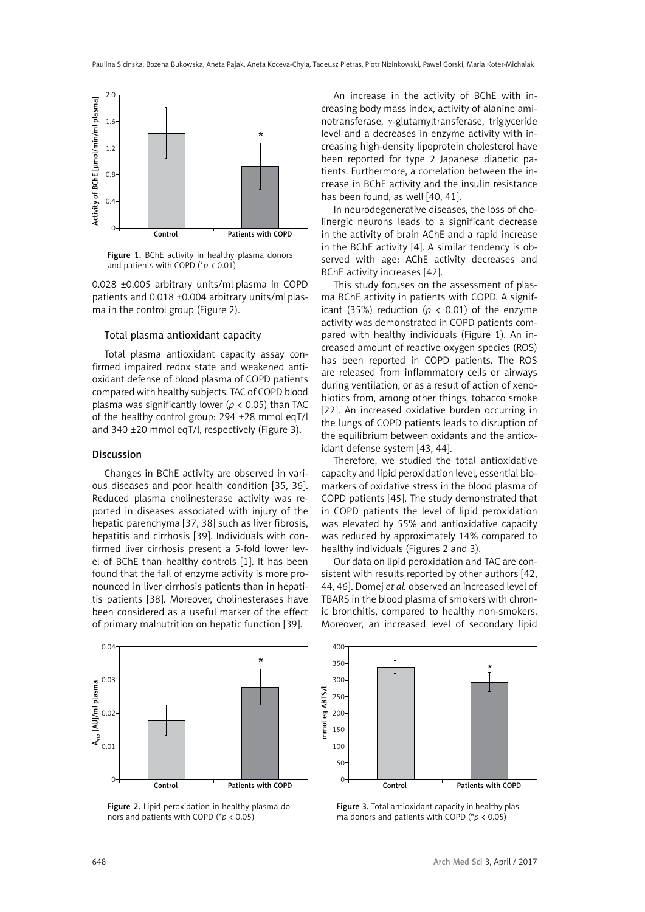Figure 1. BChE activity in healthy plasma donors and patients with COPD (*$p < 0.01$)

0.028 ±0.005 arbitrary units/ml plasma in COPD patients and 0.018 ±0.004 arbitrary units/ml plasma in the control group (Figure 2).

### Total plasma antioxidant capacity

Total plasma antioxidant capacity assay confirmed impaired redox state and weakened antioxidant defense of blood plasma of COPD patients compared with healthy subjects. TAC of COPD blood plasma was significantly lower ($p < 0.05$) than TAC of the healthy control group: 294 ±28 mmol eqT/l and 340 ±20 mmol eqT/l, respectively (Figure 3).

## Discussion

Changes in BChE activity are observed in various diseases and poor health condition [35, 36]. Reduced plasma cholinesterase activity was reported in diseases associated with injury of the hepatic parenchyma [37, 38] such as liver fibrosis, hepatitis and cirrhosis [39]. Individuals with confirmed liver cirrhosis present a 5-fold lower level of BChE than healthy controls [1]. It has been found that the fall of enzyme activity is more pronounced in liver cirrhosis patients than in hepatitis patients [38]. Moreover, cholinesterases have been considered as a useful marker of the effect of primary malnutrition on hepatic function [39].

An increase in the activity of BChE with increasing body mass index, activity of alanine aminotransferase, γ-glutamyltransferase, triglyceride level and a decreases in enzyme activity with increasing high-density lipoprotein cholesterol have been reported for type 2 Japanese diabetic patients. Furthermore, a correlation between the increase in BChE activity and the insulin resistance has been found, as well [40, 41].

In neurodegenerative diseases, the loss of cholinergic neurons leads to a significant decrease in the activity of brain AChE and a rapid increase in the BChE activity [4]. A similar tendency is observed with age: AChE activity decreases and BChE activity increases [42].

This study focuses on the assessment of plasma BChE activity in patients with COPD. A significant (35%) reduction ($p < 0.01$) of the enzyme activity was demonstrated in COPD patients compared with healthy individuals (Figure 1). An increased amount of reactive oxygen species (ROS) has been reported in COPD patients. The ROS are released from inflammatory cells or airways during ventilation, or as a result of action of xenobiotics from, among other things, tobacco smoke [22]. An increased oxidative burden occurring in the lungs of COPD patients leads to disruption of the equilibrium between oxidants and the antioxidant defense system [43, 44].

Therefore, we studied the total antioxidative capacity and lipid peroxidation level, essential biomarkers of oxidative stress in the blood plasma of COPD patients [45]. The study demonstrated that in COPD patients the level of lipid peroxidation was elevated by 55% and antioxidative capacity was reduced by approximately 14% compared to healthy individuals (Figures 2 and 3).

Our data on lipid peroxidation and TAC are consistent with results reported by other authors [42, 44, 46]. Domej *et al.* observed an increased level of TBARS in the blood plasma of smokers with chronic bronchitis, compared to healthy non-smokers. Moreover, an increased level of secondary lipid

Figure 2. Lipid peroxidation in healthy plasma donors and patients with COPD (*$p < 0.05$)

Figure 3. Total antioxidant capacity in healthy plasma donors and patients with COPD (*$p < 0.05$)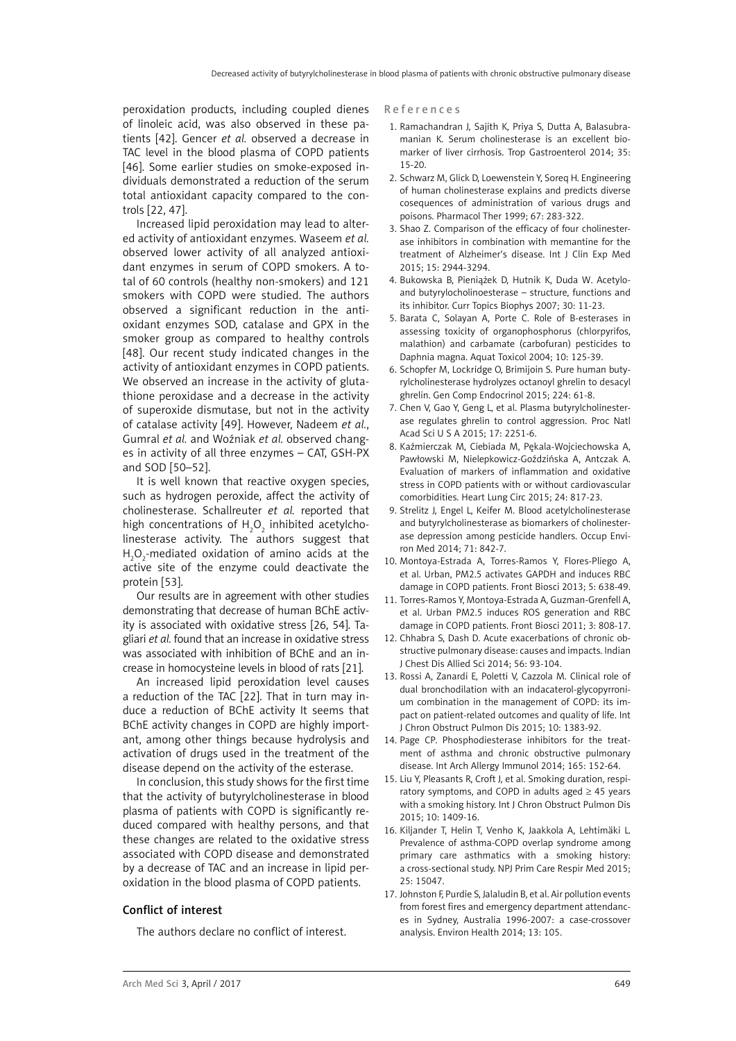peroxidation products, including coupled dienes of linoleic acid, was also observed in these patients [42]. Gencer *et al.* observed a decrease in TAC level in the blood plasma of COPD patients [46]. Some earlier studies on smoke-exposed individuals demonstrated a reduction of the serum total antioxidant capacity compared to the controls [22, 47].

Increased lipid peroxidation may lead to altered activity of antioxidant enzymes. Waseem *et al.* observed lower activity of all analyzed antioxidant enzymes in serum of COPD smokers. A total of 60 controls (healthy non-smokers) and 121 smokers with COPD were studied. The authors observed a significant reduction in the antioxidant enzymes SOD, catalase and GPX in the smoker group as compared to healthy controls [48]. Our recent study indicated changes in the activity of antioxidant enzymes in COPD patients. We observed an increase in the activity of glutathione peroxidase and a decrease in the activity of superoxide dismutase, but not in the activity of catalase activity [49]. However, Nadeem *et al.*, Gumral *et al.* and Woźniak *et al.* observed changes in activity of all three enzymes – CAT, GSH-PX and SOD [50–52].

It is well known that reactive oxygen species, such as hydrogen peroxide, affect the activity of cholinesterase. Schallreuter *et al.* reported that high concentrations of $H_2O_2$ inhibited acetylcholinesterase activity. The authors suggest that $H_2O_2$-mediated oxidation of amino acids at the active site of the enzyme could deactivate the protein [53].

Our results are in agreement with other studies demonstrating that decrease of human BChE activity is associated with oxidative stress [26, 54]. Tagliari *et al.* found that an increase in oxidative stress was associated with inhibition of BChE and an increase in homocysteine levels in blood of rats [21].

An increased lipid peroxidation level causes a reduction of the TAC [22]. That in turn may induce a reduction of BChE activity It seems that BChE activity changes in COPD are highly important, among other things because hydrolysis and activation of drugs used in the treatment of the disease depend on the activity of the esterase.

In conclusion, this study shows for the first time that the activity of butyrylcholinesterase in blood plasma of patients with COPD is significantly reduced compared with healthy persons, and that these changes are related to the oxidative stress associated with COPD disease and demonstrated by a decrease of TAC and an increase in lipid peroxidation in the blood plasma of COPD patients.

### Conflict of interest

The authors declare no conflict of interest.

### References

1. Ramachandran J, Sajith K, Priya S, Dutta A, Balasubramanian K. Serum cholinesterase is an excellent biomarker of liver cirrhosis. Trop Gastroenterol 2014; 35: 15-20.
2. Schwarz M, Glick D, Loewenstein Y, Soreq H. Engineering of human cholinesterase explains and predicts diverse cosequences of administration of various drugs and poisons. Pharmacol Ther 1999; 67: 283-322.
3. Shao Z. Comparison of the efficacy of four cholinesterase inhibitors in combination with memantine for the treatment of Alzheimer's disease. Int J Clin Exp Med 2015; 15: 2944-3294.
4. Bukowska B, Pieniążek D, Hutnik K, Duda W. Acetylo- and butyrylocholinoesterase – structure, functions and its inhibitor. Curr Topics Biophys 2007; 30: 11-23.
5. Barata C, Solayan A, Porte C. Role of B-esterases in assessing toxicity of organophosphorus (chlorpyrifos, malathion) and carbamate (carbofuran) pesticides to Daphnia magna. Aquat Toxicol 2004; 10: 125-39.
6. Schopfer M, Lockridge O, Brimijoin S. Pure human butyrylcholinesterase hydrolyzes octanoyl ghrelin to desacyl ghrelin. Gen Comp Endocrinol 2015; 224: 61-8.
7. Chen V, Gao Y, Geng L, et al. Plasma butyrylcholinesterase regulates ghrelin to control aggression. Proc Natl Acad Sci U S A 2015; 17: 2251-6.
8. Kaźmierczak M, Ciebiada M, Pękala-Wojciechowska A, Pawłowski M, Nielepkowicz-Goździńska A, Antczak A. Evaluation of markers of inflammation and oxidative stress in COPD patients with or without cardiovascular comorbidities. Heart Lung Circ 2015; 24: 817-23.
9. Strelitz J, Engel L, Keifer M. Blood acetylcholinesterase and butyrylcholinesterase as biomarkers of cholinesterase depression among pesticide handlers. Occup Environ Med 2014; 71: 842-7.
10. Montoya-Estrada A, Torres-Ramos Y, Flores-Pliego A, et al. Urban, PM2.5 activates GAPDH and induces RBC damage in COPD patients. Front Biosci 2013; 5: 638-49.
11. Torres-Ramos Y, Montoya-Estrada A, Guzman-Grenfell A, et al. Urban PM2.5 induces ROS generation and RBC damage in COPD patients. Front Biosci 2011; 3: 808-17.
12. Chhabra S, Dash D. Acute exacerbations of chronic obstructive pulmonary disease: causes and impacts. Indian J Chest Dis Allied Sci 2014; 56: 93-104.
13. Rossi A, Zanardi E, Poletti V, Cazzola M. Clinical role of dual bronchodilation with an indacaterol-glycopyrronium combination in the management of COPD: its impact on patient-related outcomes and quality of life. Int J Chron Obstruct Pulmon Dis 2015; 10: 1383-92.
14. Page CP. Phosphodiesterase inhibitors for the treatment of asthma and chronic obstructive pulmonary disease. Int Arch Allergy Immunol 2014; 165: 152-64.
15. Liu Y, Pleasants R, Croft J, et al. Smoking duration, respiratory symptoms, and COPD in adults aged ≥ 45 years with a smoking history. Int J Chron Obstruct Pulmon Dis 2015; 10: 1409-16.
16. Kiljander T, Helin T, Venho K, Jaakkola A, Lehtimäki L. Prevalence of asthma-COPD overlap syndrome among primary care asthmatics with a smoking history: a cross-sectional study. NPJ Prim Care Respir Med 2015; 25: 15047.
17. Johnston F, Purdie S, Jalaludin B, et al. Air pollution events from forest fires and emergency department attendances in Sydney, Australia 1996-2007: a case-crossover analysis. Environ Health 2014; 13: 105.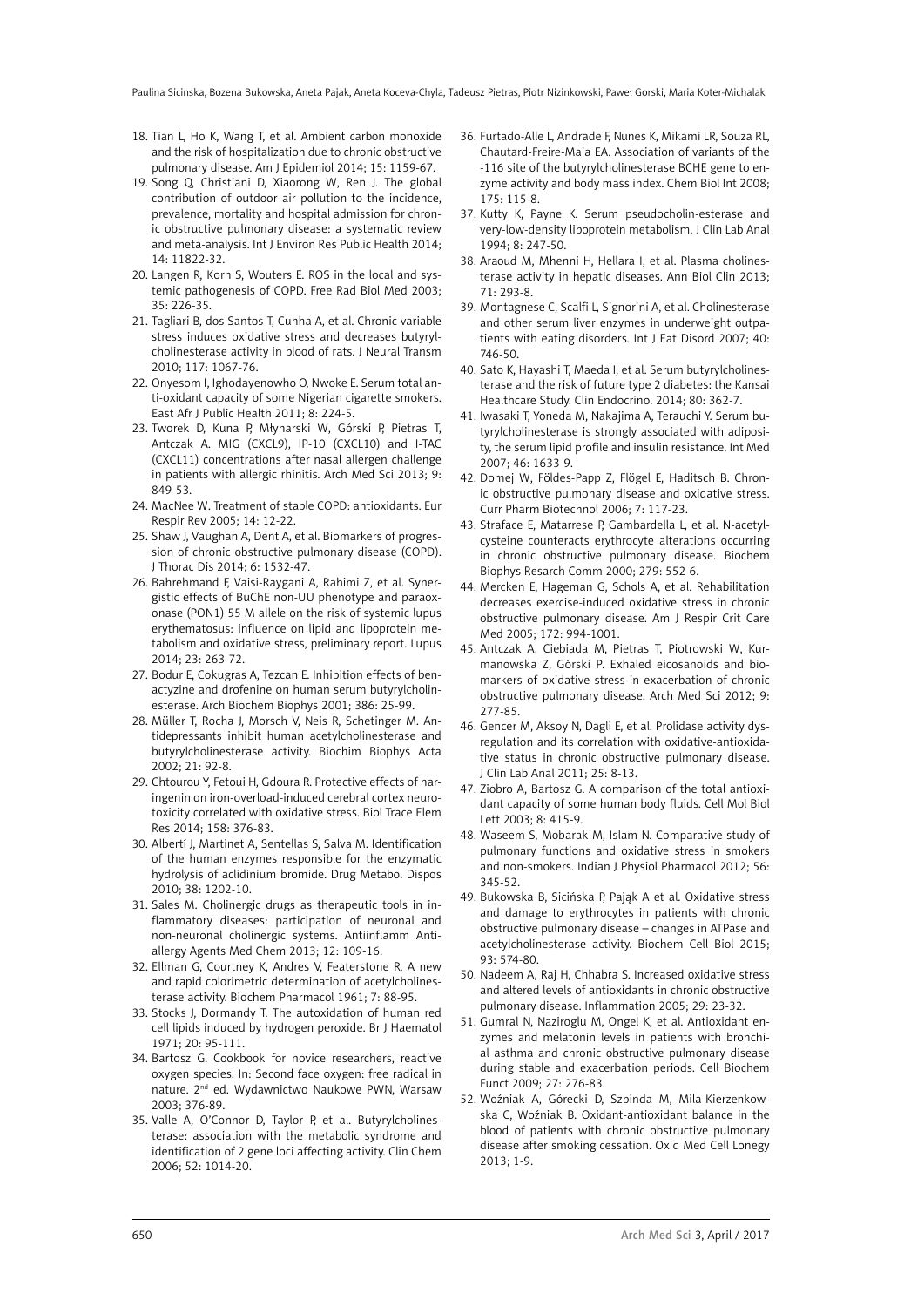18. Tian L, Ho K, Wang T, et al. Ambient carbon monoxide and the risk of hospitalization due to chronic obstructive pulmonary disease. Am J Epidemiol 2014; 15: 1159-67.
19. Song Q, Christiani D, Xiaorong W, Ren J. The global contribution of outdoor air pollution to the incidence, prevalence, mortality and hospital admission for chronic obstructive pulmonary disease: a systematic review and meta-analysis. Int J Environ Res Public Health 2014; 14: 11822-32.
20. Langen R, Korn S, Wouters E. ROS in the local and systemic pathogenesis of COPD. Free Rad Biol Med 2003; 35: 226-35.
21. Tagliari B, dos Santos T, Cunha A, et al. Chronic variable stress induces oxidative stress and decreases butyrylcholinesterase activity in blood of rats. J Neural Transm 2010; 117: 1067-76.
22. Onyesom I, Ighodayenowho O, Nwoke E. Serum total antioxidant capacity of some Nigerian cigarette smokers. East Afr J Public Health 2011; 8: 224-5.
23. Tworek D, Kuna P, Młynarski W, Górski P, Pietras T, Antczak A. MIG (CXCL9), IP-10 (CXCL10) and I-TAC (CXCL11) concentrations after nasal allergen challenge in patients with allergic rhinitis. Arch Med Sci 2013; 9: 849-53.
24. MacNee W. Treatment of stable COPD: antioxidants. Eur Respir Rev 2005; 14: 12-22.
25. Shaw J, Vaughan A, Dent A, et al. Biomarkers of progression of chronic obstructive pulmonary disease (COPD). J Thorac Dis 2014; 6: 1532-47.
26. Bahrehmand F, Vaisi-Raygani A, Rahimi Z, et al. Synergistic effects of BuChE non-UU phenotype and paraoxonase (PON1) 55 M allele on the risk of systemic lupus erythematosus: influence on lipid and lipoprotein metabolism and oxidative stress, preliminary report. Lupus 2014; 23: 263-72.
27. Bodur E, Cokugras A, Tezcan E. Inhibition effects of benactyzine and drofenine on human serum butyrylcholinesterase. Arch Biochem Biophys 2001; 386: 25-99.
28. Müller T, Rocha J, Morsch V, Neis R, Schetinger M. Antidepressants inhibit human acetylcholinesterase and butyrylcholinesterase activity. Biochim Biophys Acta 2002; 21: 92-8.
29. Chtourou Y, Fetoui H, Gdoura R. Protective effects of naringenin on iron-overload-induced cerebral cortex neurotoxicity correlated with oxidative stress. Biol Trace Elem Res 2014; 158: 376-83.
30. Albertí J, Martinet A, Sentellas S, Salva M. Identification of the human enzymes responsible for the enzymatic hydrolysis of aclidinium bromide. Drug Metabol Dispos 2010; 38: 1202-10.
31. Sales M. Cholinergic drugs as therapeutic tools in inflammatory diseases: participation of neuronal and non-neuronal cholinergic systems. Antiinflamm Antiallergy Agents Med Chem 2013; 12: 109-16.
32. Ellman G, Courtney K, Andres V, Featerstone R. A new and rapid colorimetric determination of acetylcholinesterase activity. Biochem Pharmacol 1961; 7: 88-95.
33. Stocks J, Dormandy T. The autoxidation of human red cell lipids induced by hydrogen peroxide. Br J Haematol 1971; 20: 95-111.
34. Bartosz G. Cookbook for novice researchers, reactive oxygen species. In: Second face oxygen: free radical in nature. 2nd ed. Wydawnictwo Naukowe PWN, Warsaw 2003; 376-89.
35. Valle A, O'Connor D, Taylor P, et al. Butyrylcholinesterase: association with the metabolic syndrome and identification of 2 gene loci affecting activity. Clin Chem 2006; 52: 1014-20.
36. Furtado-Alle L, Andrade F, Nunes K, Mikami LR, Souza RL, Chautard-Freire-Maia EA. Association of variants of the -116 site of the butyrylcholinesterase BCHE gene to enzyme activity and body mass index. Chem Biol Int 2008; 175: 115-8.
37. Kutty K, Payne K. Serum pseudocholin-esterase and very-low-density lipoprotein metabolism. J Clin Lab Anal 1994; 8: 247-50.
38. Araoud M, Mhenni H, Hellara I, et al. Plasma cholinesterase activity in hepatic diseases. Ann Biol Clin 2013; 71: 293-8.
39. Montagnese C, Scalfi L, Signorini A, et al. Cholinesterase and other serum liver enzymes in underweight outpatients with eating disorders. Int J Eat Disord 2007; 40: 746-50.
40. Sato K, Hayashi T, Maeda I, et al. Serum butyrylcholinesterase and the risk of future type 2 diabetes: the Kansai Healthcare Study. Clin Endocrinol 2014; 80: 362-7.
41. Iwasaki T, Yoneda M, Nakajima A, Terauchi Y. Serum butyrylcholinesterase is strongly associated with adiposity, the serum lipid profile and insulin resistance. Int Med 2007; 46: 1633-9.
42. Domej W, Földes-Papp Z, Flögel E, Haditsch B. Chronic obstructive pulmonary disease and oxidative stress. Curr Pharm Biotechnol 2006; 7: 117-23.
43. Straface E, Matarrese P, Gambardella L, et al. N-acetylcysteine counteracts erythrocyte alterations occurring in chronic obstructive pulmonary disease. Biochem Biophys Resarch Comm 2000; 279: 552-6.
44. Mercken E, Hageman G, Schols A, et al. Rehabilitation decreases exercise-induced oxidative stress in chronic obstructive pulmonary disease. Am J Respir Crit Care Med 2005; 172: 994-1001.
45. Antczak A, Ciebiada M, Pietras T, Piotrowski W, Kurmanowska Z, Górski P. Exhaled eicosanoids and biomarkers of oxidative stress in exacerbation of chronic obstructive pulmonary disease. Arch Med Sci 2012; 9: 277-85.
46. Gencer M, Aksoy N, Dagli E, et al. Prolidase activity dysregulation and its correlation with oxidative-antioxidative status in chronic obstructive pulmonary disease. J Clin Lab Anal 2011; 25: 8-13.
47. Ziobro A, Bartosz G. A comparison of the total antioxidant capacity of some human body fluids. Cell Mol Biol Lett 2003; 8: 415-9.
48. Waseem S, Mobarak M, Islam N. Comparative study of pulmonary functions and oxidative stress in smokers and non-smokers. Indian J Physiol Pharmacol 2012; 56: 345-52.
49. Bukowska B, Sicińska P, Pająk A et al. Oxidative stress and damage to erythrocytes in patients with chronic obstructive pulmonary disease – changes in ATPase and acetylcholinesterase activity. Biochem Cell Biol 2015; 93: 574-80.
50. Nadeem A, Raj H, Chhabra S. Increased oxidative stress and altered levels of antioxidants in chronic obstructive pulmonary disease. Inflammation 2005; 29: 23-32.
51. Gumral N, Naziroglu M, Ongel K, et al. Antioxidant enzymes and melatonin levels in patients with bronchial asthma and chronic obstructive pulmonary disease during stable and exacerbation periods. Cell Biochem Funct 2009; 27: 276-83.
52. Woźniak A, Górecki D, Szpinda M, Mila-Kierzenkowska C, Woźniak B. Oxidant-antioxidant balance in the blood of patients with chronic obstructive pulmonary disease after smoking cessation. Oxid Med Cell Lonegy 2013; 1-9.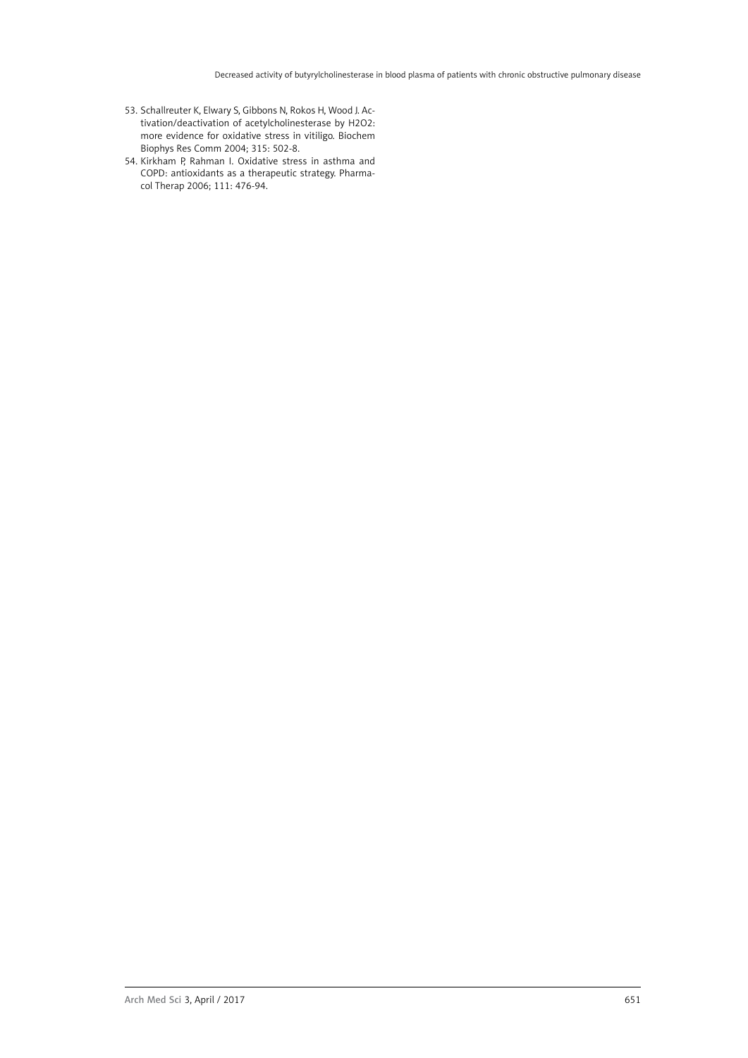53. Schallreuter K, Elwary S, Gibbons N, Rokos H, Wood J. Activation/deactivation of acetylcholinesterase by $H_2O_2$: more evidence for oxidative stress in vitiligo. Biochem Biophys Res Comm 2004; 315: 502-8.
54. Kirkham P, Rahman I. Oxidative stress in asthma and COPD: antioxidants as a therapeutic strategy. Pharmacol Therap 2006; 111: 476-94.